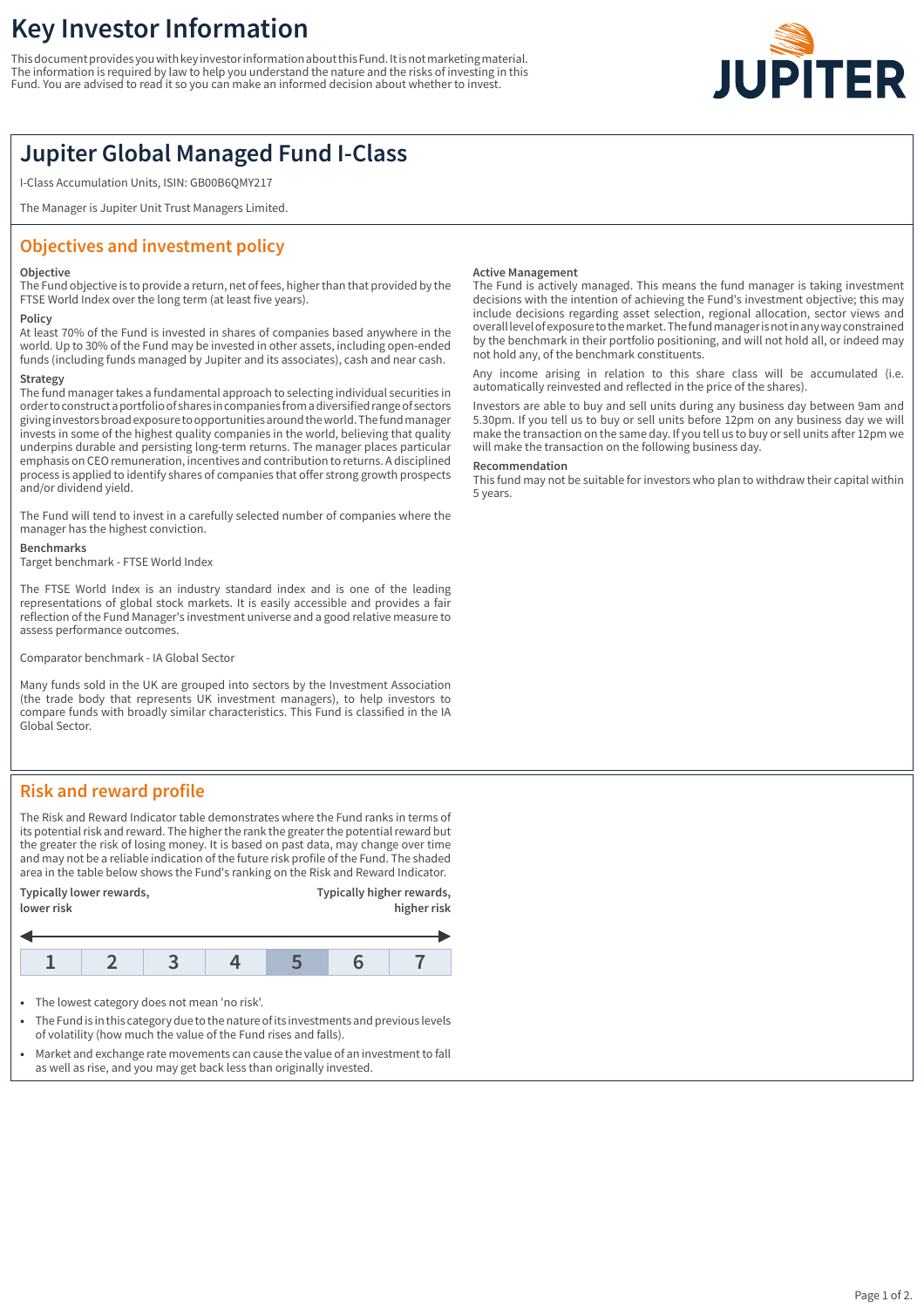# Key Investor Information

This document provides you with key investor information about this Fund. It is not marketing material. The information is required by law to help you understand the nature and the risks of investing in this Fund. You are advised to read it so you can make an informed decision about whether to invest.

## Jupiter Global Managed Fund I-Class

I-Class Accumulation Units, ISIN: GB00B6QMY217

The Manager is Jupiter Unit Trust Managers Limited.

## Objectives and investment policy

**Objective**
The Fund objective is to provide a return, net of fees, higher than that provided by the FTSE World Index over the long term (at least five years).

**Policy**
At least 70% of the Fund is invested in shares of companies based anywhere in the world. Up to 30% of the Fund may be invested in other assets, including open-ended funds (including funds managed by Jupiter and its associates), cash and near cash.

**Strategy**
The fund manager takes a fundamental approach to selecting individual securities in order to construct a portfolio of shares in companies from a diversified range of sectors giving investors broad exposure to opportunities around the world. The fund manager invests in some of the highest quality companies in the world, believing that quality underpins durable and persisting long-term returns. The manager places particular emphasis on CEO remuneration, incentives and contribution to returns. A disciplined process is applied to identify shares of companies that offer strong growth prospects and/or dividend yield.

The Fund will tend to invest in a carefully selected number of companies where the manager has the highest conviction.

**Benchmarks**
Target benchmark - FTSE World Index

The FTSE World Index is an industry standard index and is one of the leading representations of global stock markets. It is easily accessible and provides a fair reflection of the Fund Manager's investment universe and a good relative measure to assess performance outcomes.

Comparator benchmark - IA Global Sector

Many funds sold in the UK are grouped into sectors by the Investment Association (the trade body that represents UK investment managers), to help investors to compare funds with broadly similar characteristics. This Fund is classified in the IA Global Sector.

**Active Management**
The Fund is actively managed. This means the fund manager is taking investment decisions with the intention of achieving the Fund's investment objective; this may include decisions regarding asset selection, regional allocation, sector views and overall level of exposure to the market. The fund manager is not in any way constrained by the benchmark in their portfolio positioning, and will not hold all, or indeed may not hold any, of the benchmark constituents.

Any income arising in relation to this share class will be accumulated (i.e. automatically reinvested and reflected in the price of the shares).

Investors are able to buy and sell units during any business day between 9am and 5.30pm. If you tell us to buy or sell units before 12pm on any business day we will make the transaction on the same day. If you tell us to buy or sell units after 12pm we will make the transaction on the following business day.

**Recommendation**
This fund may not be suitable for investors who plan to withdraw their capital within 5 years.

## Risk and reward profile

The Risk and Reward Indicator table demonstrates where the Fund ranks in terms of its potential risk and reward. The higher the rank the greater the potential reward but the greater the risk of losing money. It is based on past data, may change over time and may not be a reliable indication of the future risk profile of the Fund. The shaded area in the table below shows the Fund's ranking on the Risk and Reward Indicator.

**Typically lower rewards, lower risk** ← → **Typically higher rewards, higher risk**

| 1 | 2 | 3 | 4 | **5** | 6 | 7 |
|---|---|---|---|---|---|---|

(The Fund is ranked in category 5.)

- The lowest category does not mean 'no risk'.
- The Fund is in this category due to the nature of its investments and previous levels of volatility (how much the value of the Fund rises and falls).
- Market and exchange rate movements can cause the value of an investment to fall as well as rise, and you may get back less than originally invested.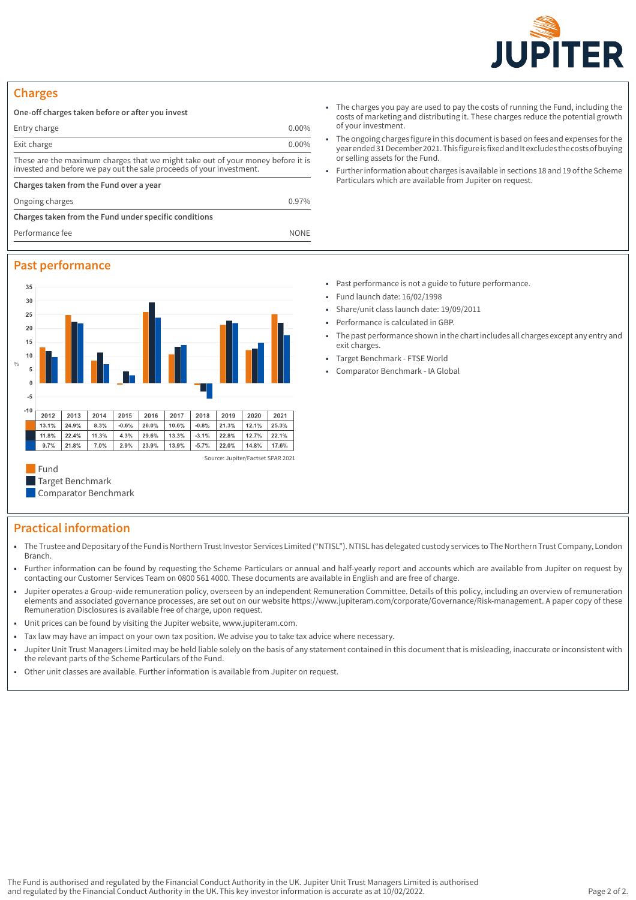## Charges

| One-off charges taken before or after you invest | |
|---|---|
| Entry charge | 0.00% |
| Exit charge | 0.00% |
| These are the maximum charges that we might take out of your money before it is invested and before we pay out the sale proceeds of your investment. | |
| **Charges taken from the Fund over a year** | |
| Ongoing charges | 0.97% |
| **Charges taken from the Fund under specific conditions** | |
| Performance fee | NONE |

- The charges you pay are used to pay the costs of running the Fund, including the costs of marketing and distributing it. These charges reduce the potential growth of your investment.
- The ongoing charges figure in this document is based on fees and expenses for the year ended 31 December 2021. This figure is fixed and It excludes the costs of buying or selling assets for the Fund.
- Further information about charges is available in sections 18 and 19 of the Scheme Particulars which are available from Jupiter on request.

## Past performance

35
30
25
20
15
10
5
0
-5
-10
%

| | 2012 | 2013 | 2014 | 2015 | 2016 | 2017 | 2018 | 2019 | 2020 | 2021 |
|---|---|---|---|---|---|---|---|---|---|---|
| | 13.1% | 24.9% | 8.3% | -0.6% | 26.0% | 10.6% | -0.8% | 21.3% | 12.1% | 25.3% |
| | 11.8% | 22.4% | 11.3% | 4.3% | 29.6% | 13.3% | -3.1% | 22.8% | 12.7% | 22.1% |
| | 9.7% | 21.8% | 7.0% | 2.9% | 23.9% | 13.9% | -5.7% | 22.0% | 14.8% | 17.6% |

Source: Jupiter/Factset SPAR 2021

Fund
Target Benchmark
Comparator Benchmark

- Past performance is not a guide to future performance.
- Fund launch date: 16/02/1998
- Share/unit class launch date: 19/09/2011
- Performance is calculated in GBP.
- The past performance shown in the chart includes all charges except any entry and exit charges.
- Target Benchmark - FTSE World
- Comparator Benchmark - IA Global

## Practical information

- The Trustee and Depositary of the Fund is Northern Trust Investor Services Limited ("NTISL"). NTISL has delegated custody services to The Northern Trust Company, London Branch.
- Further information can be found by requesting the Scheme Particulars or annual and half-yearly report and accounts which are available from Jupiter on request by contacting our Customer Services Team on 0800 561 4000. These documents are available in English and are free of charge.
- Jupiter operates a Group-wide remuneration policy, overseen by an independent Remuneration Committee. Details of this policy, including an overview of remuneration elements and associated governance processes, are set out on our website https://www.jupiteram.com/corporate/Governance/Risk-management. A paper copy of these Remuneration Disclosures is available free of charge, upon request.
- Unit prices can be found by visiting the Jupiter website, www.jupiteram.com.
- Tax law may have an impact on your own tax position. We advise you to take tax advice where necessary.
- Jupiter Unit Trust Managers Limited may be held liable solely on the basis of any statement contained in this document that is misleading, inaccurate or inconsistent with the relevant parts of the Scheme Particulars of the Fund.
- Other unit classes are available. Further information is available from Jupiter on request.

The Fund is authorised and regulated by the Financial Conduct Authority in the UK. Jupiter Unit Trust Managers Limited is authorised and regulated by the Financial Conduct Authority in the UK. This key investor information is accurate as at 10/02/2022.